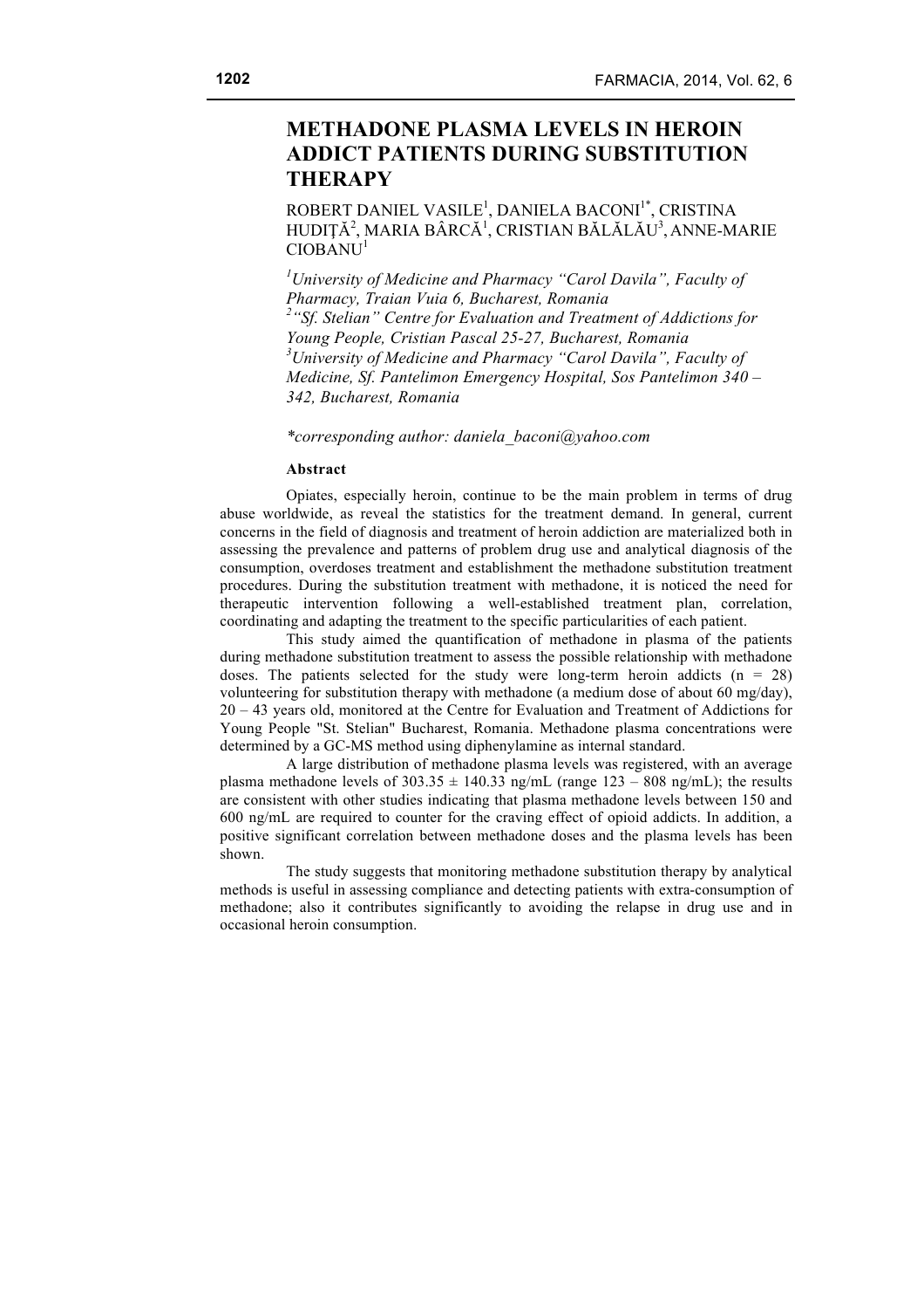# METHADONE PLASMA LEVELS IN HEROIN ADDICT PATIENTS DURING SUBSTITUTION THERAPY

ROBERT DANIEL VASILE[1], DANIELA BACONI[1*], CRISTINA HUDIŢĂ[2], MARIA BÂRCĂ[1], CRISTIAN BĂLĂLĂU[3], ANNE-MARIE CIOBANU[1]

*[1]University of Medicine and Pharmacy "Carol Davila", Faculty of Pharmacy, Traian Vuia 6, Bucharest, Romania*
*[2]"Sf. Stelian" Centre for Evaluation and Treatment of Addictions for Young People, Cristian Pascal 25-27, Bucharest, Romania*
*[3]University of Medicine and Pharmacy "Carol Davila", Faculty of Medicine, Sf. Pantelimon Emergency Hospital, Sos Pantelimon 340 – 342, Bucharest, Romania*

*\*corresponding author: daniela_baconi@yahoo.com*

**Abstract**

Opiates, especially heroin, continue to be the main problem in terms of drug abuse worldwide, as reveal the statistics for the treatment demand. In general, current concerns in the field of diagnosis and treatment of heroin addiction are materialized both in assessing the prevalence and patterns of problem drug use and analytical diagnosis of the consumption, overdoses treatment and establishment the methadone substitution treatment procedures. During the substitution treatment with methadone, it is noticed the need for therapeutic intervention following a well-established treatment plan, correlation, coordinating and adapting the treatment to the specific particularities of each patient.

This study aimed the quantification of methadone in plasma of the patients during methadone substitution treatment to assess the possible relationship with methadone doses. The patients selected for the study were long-term heroin addicts (n = 28) volunteering for substitution therapy with methadone (a medium dose of about 60 mg/day), 20 – 43 years old, monitored at the Centre for Evaluation and Treatment of Addictions for Young People "St. Stelian" Bucharest, Romania. Methadone plasma concentrations were determined by a GC-MS method using diphenylamine as internal standard.

A large distribution of methadone plasma levels was registered, with an average plasma methadone levels of 303.35 ± 140.33 ng/mL (range 123 – 808 ng/mL); the results are consistent with other studies indicating that plasma methadone levels between 150 and 600 ng/mL are required to counter for the craving effect of opioid addicts. In addition, a positive significant correlation between methadone doses and the plasma levels has been shown.

The study suggests that monitoring methadone substitution therapy by analytical methods is useful in assessing compliance and detecting patients with extra-consumption of methadone; also it contributes significantly to avoiding the relapse in drug use and in occasional heroin consumption.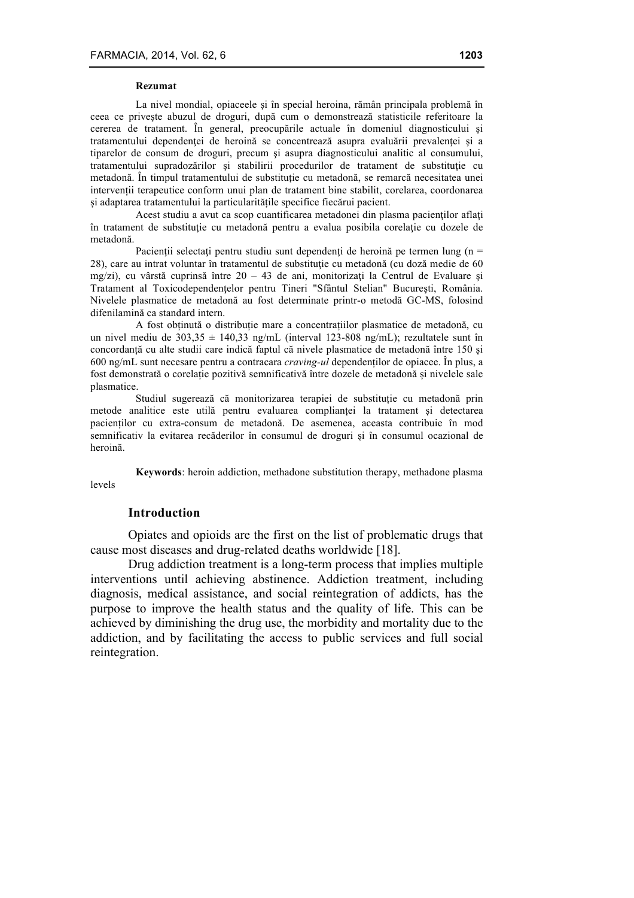**Rezumat**

La nivel mondial, opiaceele şi în special heroina, rămân principala problemă în ceea ce priveşte abuzul de droguri, după cum o demonstrează statisticile referitoare la cererea de tratament. În general, preocupările actuale în domeniul diagnosticului şi tratamentului dependenţei de heroină se concentrează asupra evaluării prevalenţei şi a tiparelor de consum de droguri, precum şi asupra diagnosticului analitic al consumului, tratamentului supradozărilor şi stabilirii procedurilor de tratament de substituţie cu metadonă. În timpul tratamentului de substituţie cu metadonă, se remarcă necesitatea unei intervenţii terapeutice conform unui plan de tratament bine stabilit, corelarea, coordonarea şi adaptarea tratamentului la particularităţile specifice fiecărui pacient.

Acest studiu a avut ca scop cuantificarea metadonei din plasma pacienţilor aflaţi în tratament de substituţie cu metadonă pentru a evalua posibila corelaţie cu dozele de metadonă.

Pacienţii selectaţi pentru studiu sunt dependenţi de heroină pe termen lung (n = 28), care au intrat voluntar în tratamentul de substituţie cu metadonă (cu doză medie de 60 mg/zi), cu vârstă cuprinsă între 20 – 43 de ani, monitorizaţi la Centrul de Evaluare şi Tratament al Toxicodependenţelor pentru Tineri "Sfântul Stelian" Bucureşti, România. Nivelele plasmatice de metadonă au fost determinate printr-o metodă GC-MS, folosind difenilamină ca standard intern.

A fost obţinută o distribuţie mare a concentraţiilor plasmatice de metadonă, cu un nivel mediu de 303,35 ± 140,33 ng/mL (interval 123-808 ng/mL); rezultatele sunt în concordanţă cu alte studii care indică faptul că nivele plasmatice de metadonă între 150 şi 600 ng/mL sunt necesare pentru a contracara *craving-ul* dependenţilor de opiacee. În plus, a fost demonstrată o corelaţie pozitivă semnificativă între dozele de metadonă şi nivelele sale plasmatice.

Studiul sugerează că monitorizarea terapiei de substituţie cu metadonă prin metode analitice este utilă pentru evaluarea complianţei la tratament şi detectarea pacienţilor cu extra-consum de metadonă. De asemenea, aceasta contribuie în mod semnificativ la evitarea recăderilor în consumul de droguri şi în consumul ocazional de heroină.

**Keywords**: heroin addiction, methadone substitution therapy, methadone plasma levels

## Introduction

Opiates and opioids are the first on the list of problematic drugs that cause most diseases and drug-related deaths worldwide [18].

Drug addiction treatment is a long-term process that implies multiple interventions until achieving abstinence. Addiction treatment, including diagnosis, medical assistance, and social reintegration of addicts, has the purpose to improve the health status and the quality of life. This can be achieved by diminishing the drug use, the morbidity and mortality due to the addiction, and by facilitating the access to public services and full social reintegration.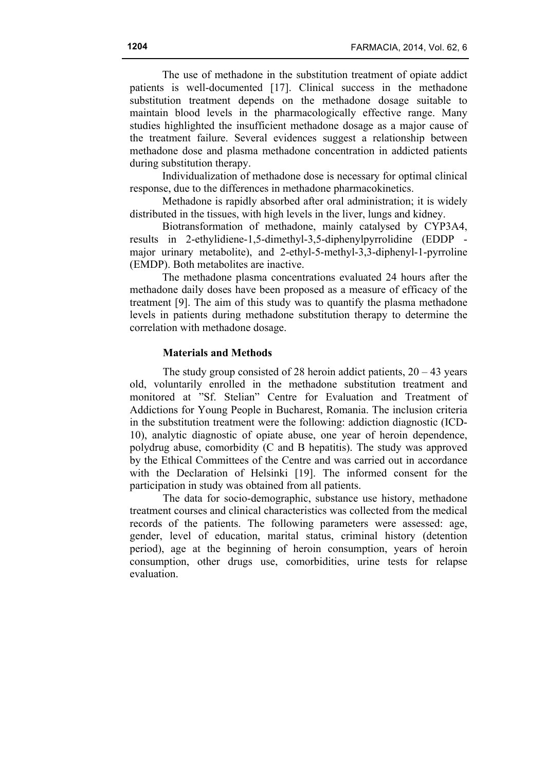The use of methadone in the substitution treatment of opiate addict patients is well-documented [17]. Clinical success in the methadone substitution treatment depends on the methadone dosage suitable to maintain blood levels in the pharmacologically effective range. Many studies highlighted the insufficient methadone dosage as a major cause of the treatment failure. Several evidences suggest a relationship between methadone dose and plasma methadone concentration in addicted patients during substitution therapy.

Individualization of methadone dose is necessary for optimal clinical response, due to the differences in methadone pharmacokinetics.

Methadone is rapidly absorbed after oral administration; it is widely distributed in the tissues, with high levels in the liver, lungs and kidney.

Biotransformation of methadone, mainly catalysed by CYP3A4, results in 2-ethylidiene-1,5-dimethyl-3,5-diphenylpyrrolidine (EDDP - major urinary metabolite), and 2-ethyl-5-methyl-3,3-diphenyl-1-pyrroline (EMDP). Both metabolites are inactive.

The methadone plasma concentrations evaluated 24 hours after the methadone daily doses have been proposed as a measure of efficacy of the treatment [9]. The aim of this study was to quantify the plasma methadone levels in patients during methadone substitution therapy to determine the correlation with methadone dosage.

## Materials and Methods

The study group consisted of 28 heroin addict patients, 20 – 43 years old, voluntarily enrolled in the methadone substitution treatment and monitored at "Sf. Stelian" Centre for Evaluation and Treatment of Addictions for Young People in Bucharest, Romania. The inclusion criteria in the substitution treatment were the following: addiction diagnostic (ICD-10), analytic diagnostic of opiate abuse, one year of heroin dependence, polydrug abuse, comorbidity (C and B hepatitis). The study was approved by the Ethical Committees of the Centre and was carried out in accordance with the Declaration of Helsinki [19]. The informed consent for the participation in study was obtained from all patients.

The data for socio-demographic, substance use history, methadone treatment courses and clinical characteristics was collected from the medical records of the patients. The following parameters were assessed: age, gender, level of education, marital status, criminal history (detention period), age at the beginning of heroin consumption, years of heroin consumption, other drugs use, comorbidities, urine tests for relapse evaluation.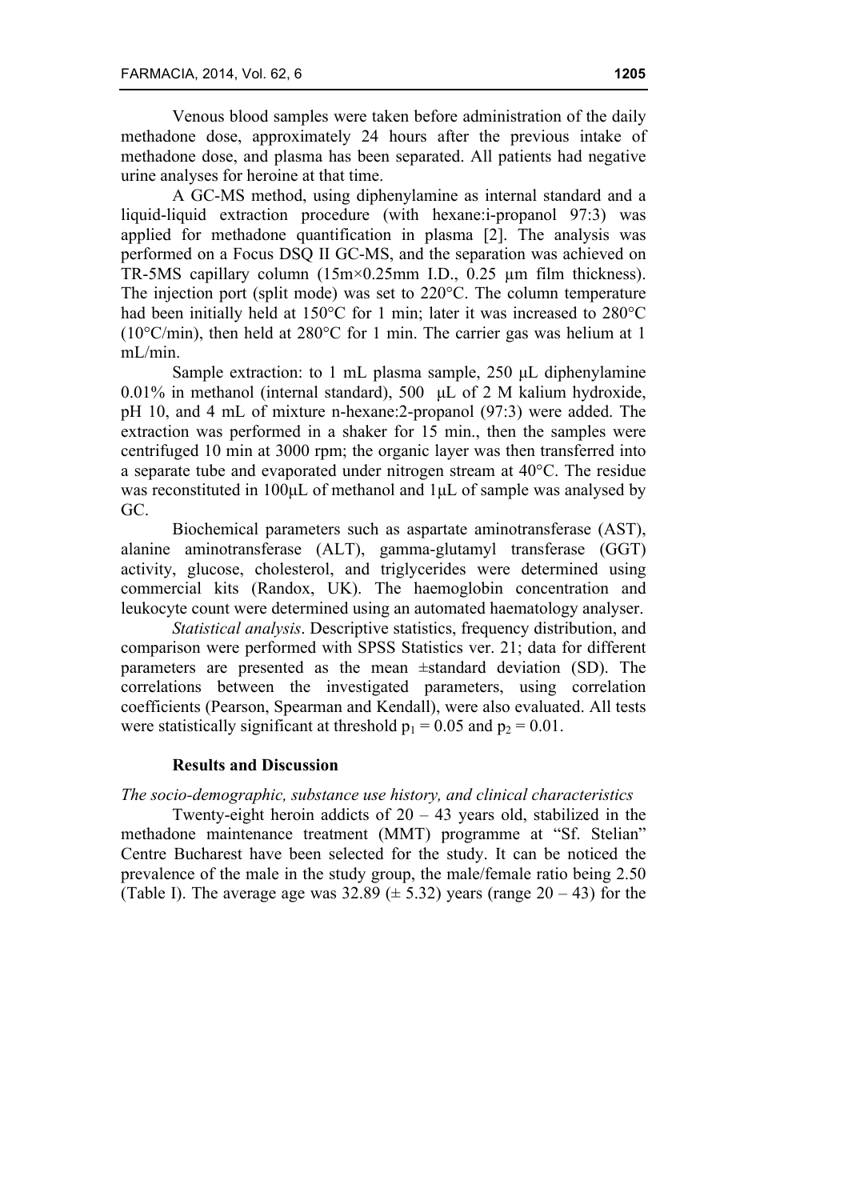Venous blood samples were taken before administration of the daily methadone dose, approximately 24 hours after the previous intake of methadone dose, and plasma has been separated. All patients had negative urine analyses for heroine at that time.

A GC-MS method, using diphenylamine as internal standard and a liquid-liquid extraction procedure (with hexane:i-propanol 97:3) was applied for methadone quantification in plasma [2]. The analysis was performed on a Focus DSQ II GC-MS, and the separation was achieved on TR-5MS capillary column (15m×0.25mm I.D., 0.25 μm film thickness). The injection port (split mode) was set to 220°C. The column temperature had been initially held at 150°C for 1 min; later it was increased to 280°C (10°C/min), then held at 280°C for 1 min. The carrier gas was helium at 1 mL/min.

Sample extraction: to 1 mL plasma sample, 250 μL diphenylamine 0.01% in methanol (internal standard), 500 μL of 2 M kalium hydroxide, pH 10, and 4 mL of mixture n-hexane:2-propanol (97:3) were added. The extraction was performed in a shaker for 15 min., then the samples were centrifuged 10 min at 3000 rpm; the organic layer was then transferred into a separate tube and evaporated under nitrogen stream at 40°C. The residue was reconstituted in 100μL of methanol and 1μL of sample was analysed by GC.

Biochemical parameters such as aspartate aminotransferase (AST), alanine aminotransferase (ALT), gamma-glutamyl transferase (GGT) activity, glucose, cholesterol, and triglycerides were determined using commercial kits (Randox, UK). The haemoglobin concentration and leukocyte count were determined using an automated haematology analyser.

*Statistical analysis*. Descriptive statistics, frequency distribution, and comparison were performed with SPSS Statistics ver. 21; data for different parameters are presented as the mean ±standard deviation (SD). The correlations between the investigated parameters, using correlation coefficients (Pearson, Spearman and Kendall), were also evaluated. All tests were statistically significant at threshold $p_1 = 0.05$ and $p_2 = 0.01$.

## Results and Discussion

*The socio-demographic, substance use history, and clinical characteristics*

Twenty-eight heroin addicts of 20 – 43 years old, stabilized in the methadone maintenance treatment (MMT) programme at "Sf. Stelian" Centre Bucharest have been selected for the study. It can be noticed the prevalence of the male in the study group, the male/female ratio being 2.50 (Table I). The average age was 32.89 (± 5.32) years (range 20 – 43) for the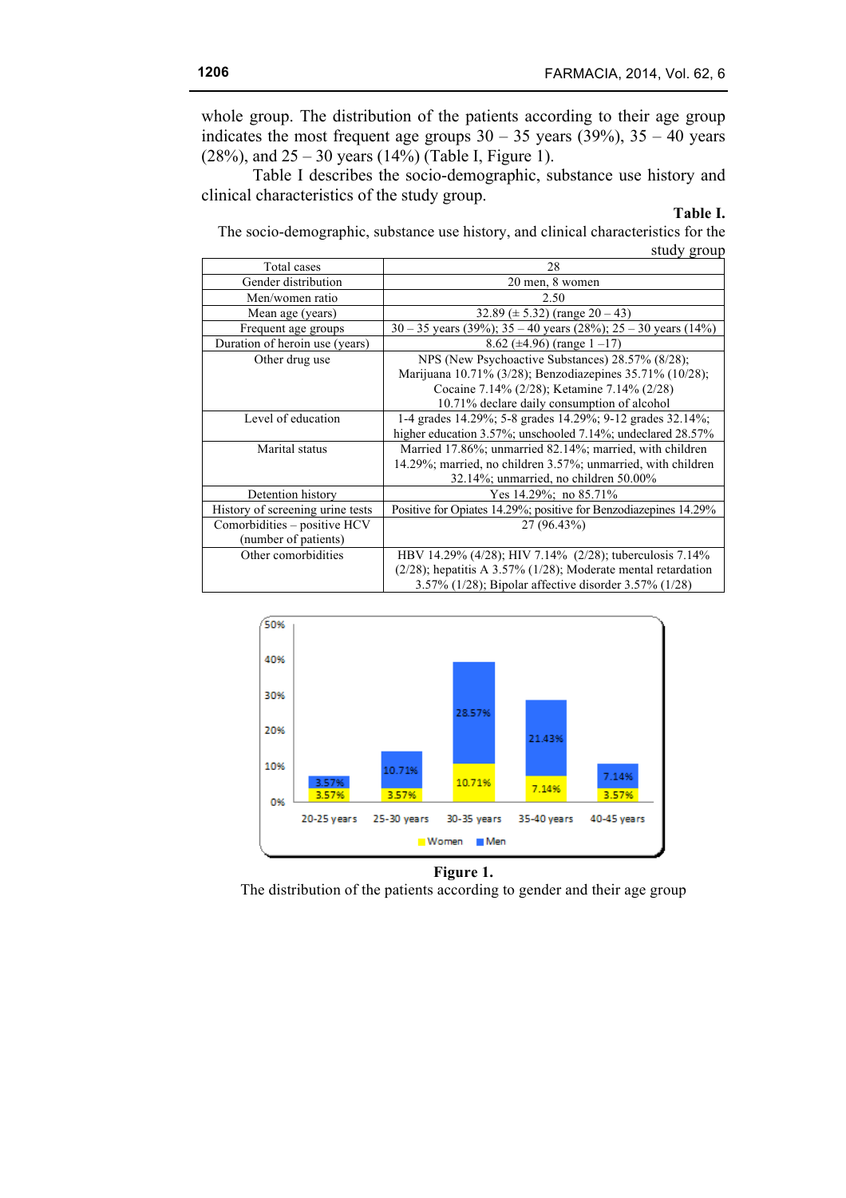whole group. The distribution of the patients according to their age group indicates the most frequent age groups 30 – 35 years (39%), 35 – 40 years (28%), and 25 – 30 years (14%) (Table I, Figure 1).

Table I describes the socio-demographic, substance use history and clinical characteristics of the study group.

**Table I.**

The socio-demographic, substance use history, and clinical characteristics for the study group

| Total cases | 28 |
|---|---|
| Gender distribution | 20 men, 8 women |
| Men/women ratio | 2.50 |
| Mean age (years) | 32.89 (± 5.32) (range 20 – 43) |
| Frequent age groups | 30 – 35 years (39%); 35 – 40 years (28%); 25 – 30 years (14%) |
| Duration of heroin use (years) | 8.62 (±4.96) (range 1 –17) |
| Other drug use | NPS (New Psychoactive Substances) 28.57% (8/28); Marijuana 10.71% (3/28); Benzodiazepines 35.71% (10/28); Cocaine 7.14% (2/28); Ketamine 7.14% (2/28) 10.71% declare daily consumption of alcohol |
| Level of education | 1-4 grades 14.29%; 5-8 grades 14.29%; 9-12 grades 32.14%; higher education 3.57%; unschooled 7.14%; undeclared 28.57% |
| Marital status | Married 17.86%; unmarried 82.14%; married, with children 14.29%; married, no children 3.57%; unmarried, with children 32.14%; unmarried, no children 50.00% |
| Detention history | Yes 14.29%; no 85.71% |
| History of screening urine tests | Positive for Opiates 14.29%; positive for Benzodiazepines 14.29% |
| Comorbidities – positive HCV (number of patients) | 27 (96.43%) |
| Other comorbidities | HBV 14.29% (4/28); HIV 7.14% (2/28); tuberculosis 7.14% (2/28); hepatitis A 3.57% (1/28); Moderate mental retardation 3.57% (1/28); Bipolar affective disorder 3.57% (1/28) |

| Age group | Women | Men |
|---|---|---|
| 20-25 years | 3.57% | 3.57% |
| 25-30 years | 3.57% | 10.71% |
| 30-35 years | 10.71% | 28.57% |
| 35-40 years | 7.14% | 21.43% |
| 40-45 years | 3.57% | 7.14% |

**Figure 1.**

The distribution of the patients according to gender and their age group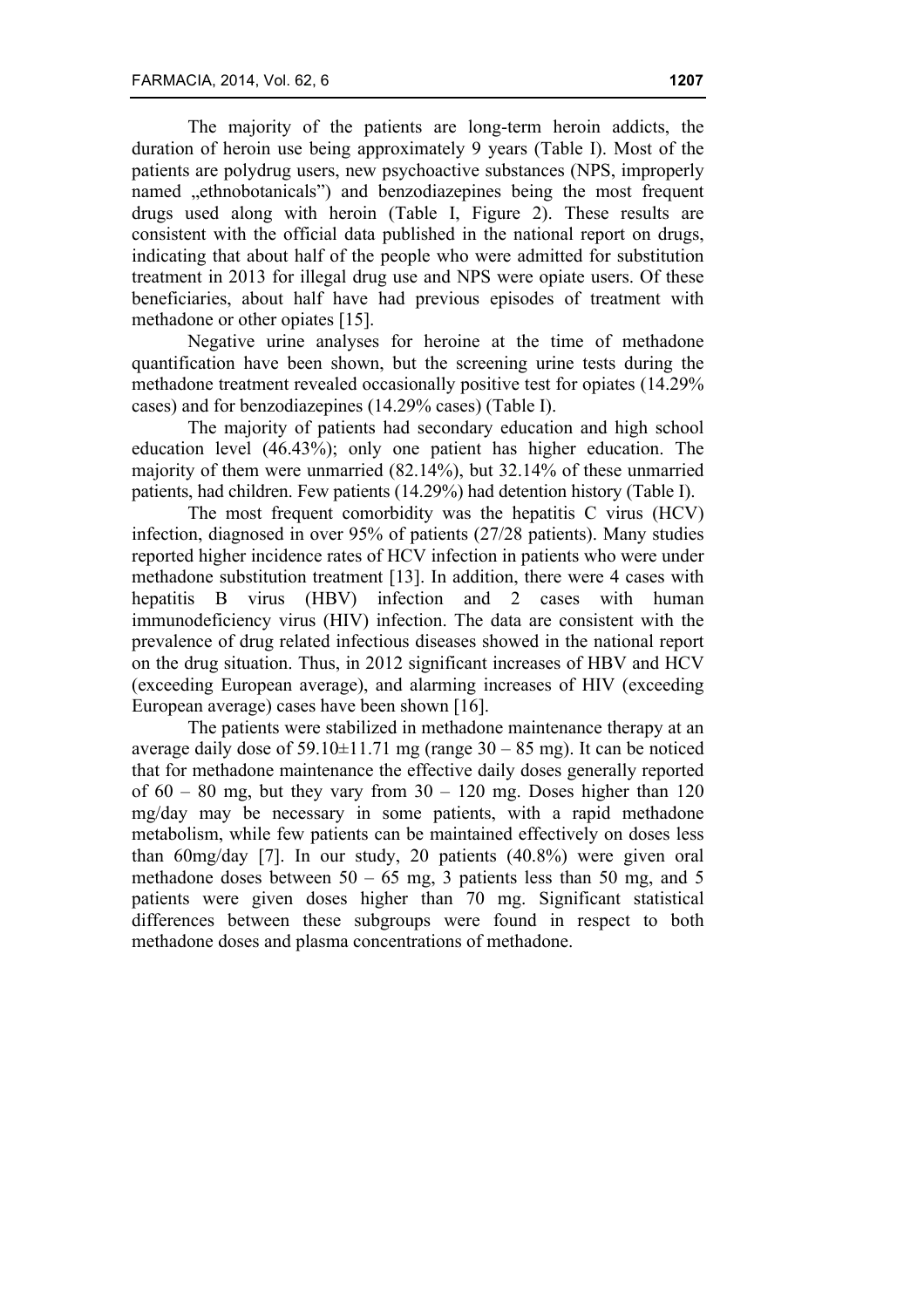The majority of the patients are long-term heroin addicts, the duration of heroin use being approximately 9 years (Table I). Most of the patients are polydrug users, new psychoactive substances (NPS, improperly named „ethnobotanicals") and benzodiazepines being the most frequent drugs used along with heroin (Table I, Figure 2). These results are consistent with the official data published in the national report on drugs, indicating that about half of the people who were admitted for substitution treatment in 2013 for illegal drug use and NPS were opiate users. Of these beneficiaries, about half have had previous episodes of treatment with methadone or other opiates [15].

Negative urine analyses for heroine at the time of methadone quantification have been shown, but the screening urine tests during the methadone treatment revealed occasionally positive test for opiates (14.29% cases) and for benzodiazepines (14.29% cases) (Table I).

The majority of patients had secondary education and high school education level (46.43%); only one patient has higher education. The majority of them were unmarried (82.14%), but 32.14% of these unmarried patients, had children. Few patients (14.29%) had detention history (Table I).

The most frequent comorbidity was the hepatitis C virus (HCV) infection, diagnosed in over 95% of patients (27/28 patients). Many studies reported higher incidence rates of HCV infection in patients who were under methadone substitution treatment [13]. In addition, there were 4 cases with hepatitis B virus (HBV) infection and 2 cases with human immunodeficiency virus (HIV) infection. The data are consistent with the prevalence of drug related infectious diseases showed in the national report on the drug situation. Thus, in 2012 significant increases of HBV and HCV (exceeding European average), and alarming increases of HIV (exceeding European average) cases have been shown [16].

The patients were stabilized in methadone maintenance therapy at an average daily dose of 59.10±11.71 mg (range 30 – 85 mg). It can be noticed that for methadone maintenance the effective daily doses generally reported of 60 – 80 mg, but they vary from 30 – 120 mg. Doses higher than 120 mg/day may be necessary in some patients, with a rapid methadone metabolism, while few patients can be maintained effectively on doses less than 60mg/day [7]. In our study, 20 patients (40.8%) were given oral methadone doses between 50 – 65 mg, 3 patients less than 50 mg, and 5 patients were given doses higher than 70 mg. Significant statistical differences between these subgroups were found in respect to both methadone doses and plasma concentrations of methadone.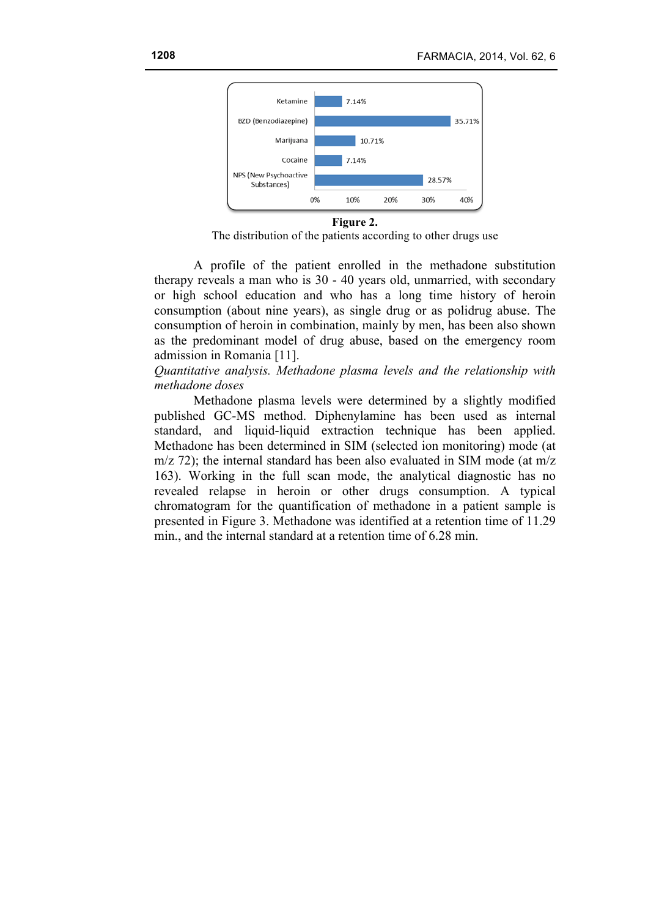| Drug | Percentage |
| --- | --- |
| Ketamine | 7.14% |
| BZD (Benzodiazepine) | 35.71% |
| Marijuana | 10.71% |
| Cocaine | 7.14% |
| NPS (New Psychoactive Substances) | 28.57% |

**Figure 2.**

The distribution of the patients according to other drugs use

A profile of the patient enrolled in the methadone substitution therapy reveals a man who is 30 - 40 years old, unmarried, with secondary or high school education and who has a long time history of heroin consumption (about nine years), as single drug or as polidrug abuse. The consumption of heroin in combination, mainly by men, has been also shown as the predominant model of drug abuse, based on the emergency room admission in Romania [11].

*Quantitative analysis. Methadone plasma levels and the relationship with methadone doses*

Methadone plasma levels were determined by a slightly modified published GC-MS method. Diphenylamine has been used as internal standard, and liquid-liquid extraction technique has been applied. Methadone has been determined in SIM (selected ion monitoring) mode (at m/z 72); the internal standard has been also evaluated in SIM mode (at m/z 163). Working in the full scan mode, the analytical diagnostic has no revealed relapse in heroin or other drugs consumption. A typical chromatogram for the quantification of methadone in a patient sample is presented in Figure 3. Methadone was identified at a retention time of 11.29 min., and the internal standard at a retention time of 6.28 min.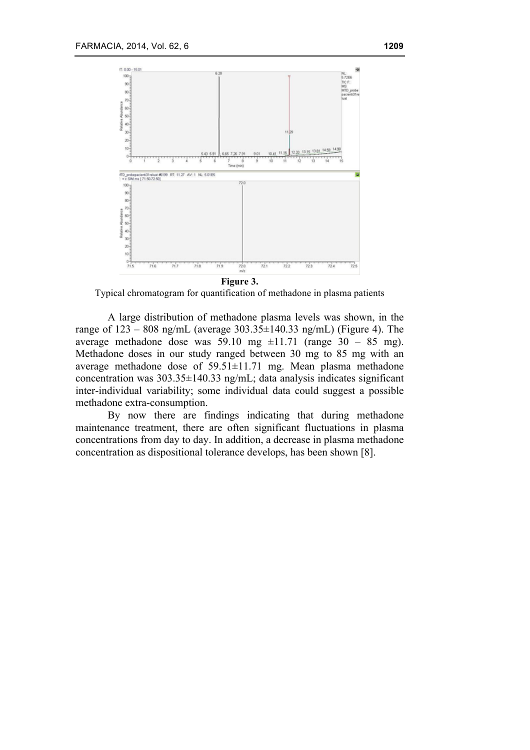**Figure 3.**

Typical chromatogram for quantification of methadone in plasma patients

A large distribution of methadone plasma levels was shown, in the range of 123 – 808 ng/mL (average 303.35±140.33 ng/mL) (Figure 4). The average methadone dose was 59.10 mg ±11.71 (range 30 – 85 mg). Methadone doses in our study ranged between 30 mg to 85 mg with an average methadone dose of 59.51±11.71 mg. Mean plasma methadone concentration was 303.35±140.33 ng/mL; data analysis indicates significant inter-individual variability; some individual data could suggest a possible methadone extra-consumption.

By now there are findings indicating that during methadone maintenance treatment, there are often significant fluctuations in plasma concentrations from day to day. In addition, a decrease in plasma methadone concentration as dispositional tolerance develops, has been shown [8].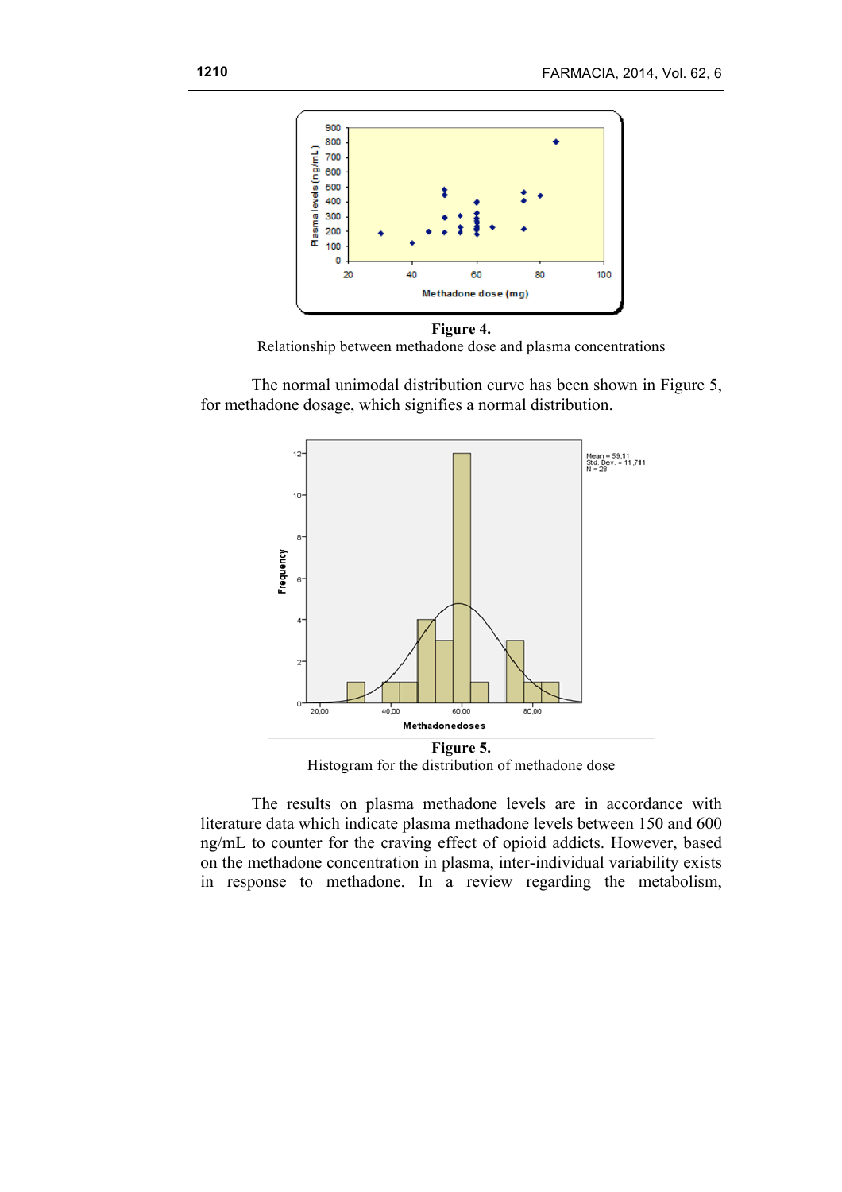**Figure 4.**

Relationship between methadone dose and plasma concentrations

The normal unimodal distribution curve has been shown in Figure 5, for methadone dosage, which signifies a normal distribution.

**Figure 5.**

Histogram for the distribution of methadone dose

The results on plasma methadone levels are in accordance with literature data which indicate plasma methadone levels between 150 and 600 ng/mL to counter for the craving effect of opioid addicts. However, based on the methadone concentration in plasma, inter-individual variability exists in response to methadone. In a review regarding the metabolism,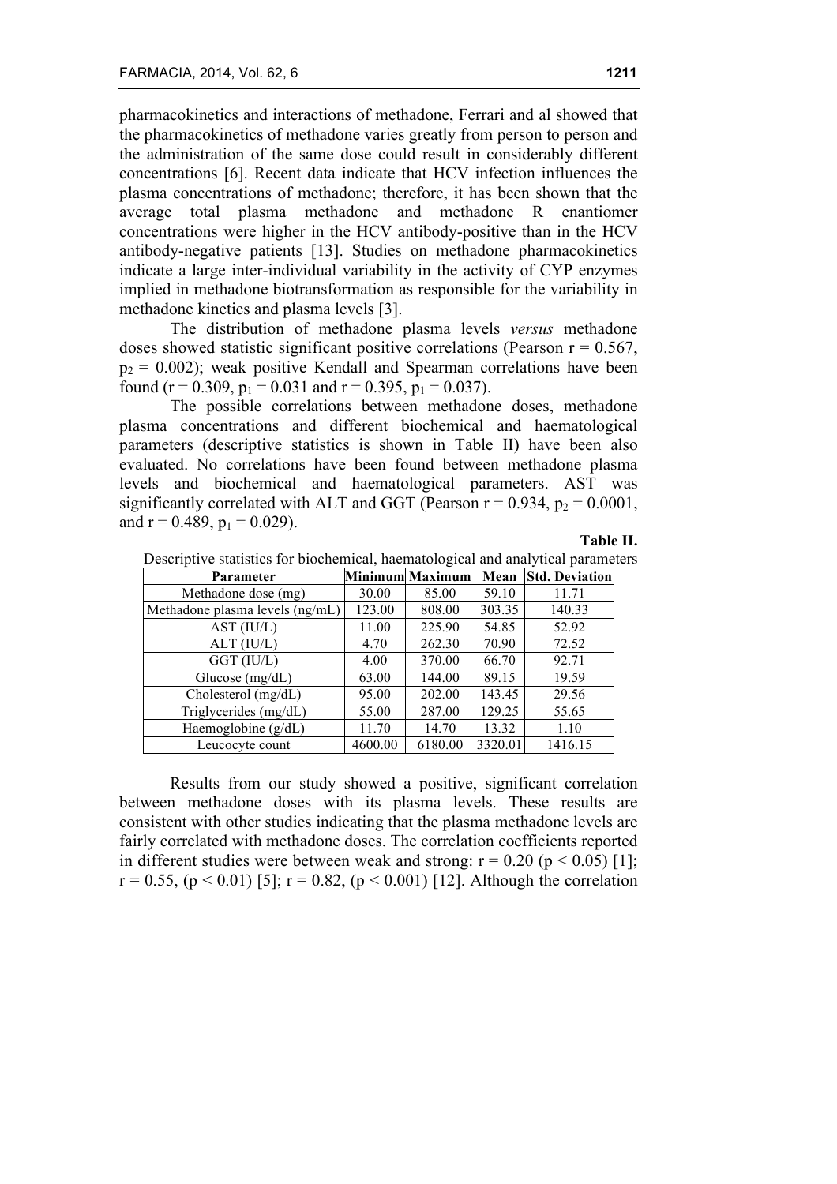pharmacokinetics and interactions of methadone, Ferrari and al showed that the pharmacokinetics of methadone varies greatly from person to person and the administration of the same dose could result in considerably different concentrations [6]. Recent data indicate that HCV infection influences the plasma concentrations of methadone; therefore, it has been shown that the average total plasma methadone and methadone R enantiomer concentrations were higher in the HCV antibody-positive than in the HCV antibody-negative patients [13]. Studies on methadone pharmacokinetics indicate a large inter-individual variability in the activity of CYP enzymes implied in methadone biotransformation as responsible for the variability in methadone kinetics and plasma levels [3].

The distribution of methadone plasma levels *versus* methadone doses showed statistic significant positive correlations (Pearson $r = 0.567$, $p_2 = 0.002$); weak positive Kendall and Spearman correlations have been found ($r = 0.309$, $p_1 = 0.031$ and $r = 0.395$, $p_1 = 0.037$).

The possible correlations between methadone doses, methadone plasma concentrations and different biochemical and haematological parameters (descriptive statistics is shown in Table II) have been also evaluated. No correlations have been found between methadone plasma levels and biochemical and haematological parameters. AST was significantly correlated with ALT and GGT (Pearson $r = 0.934$, $p_2 = 0.0001$, and $r = 0.489$, $p_1 = 0.029$).

**Table II.**

Descriptive statistics for biochemical, haematological and analytical parameters

| Parameter | Minimum | Maximum | Mean | Std. Deviation |
|---|---|---|---|---|
| Methadone dose (mg) | 30.00 | 85.00 | 59.10 | 11.71 |
| Methadone plasma levels (ng/mL) | 123.00 | 808.00 | 303.35 | 140.33 |
| AST (IU/L) | 11.00 | 225.90 | 54.85 | 52.92 |
| ALT (IU/L) | 4.70 | 262.30 | 70.90 | 72.52 |
| GGT (IU/L) | 4.00 | 370.00 | 66.70 | 92.71 |
| Glucose (mg/dL) | 63.00 | 144.00 | 89.15 | 19.59 |
| Cholesterol (mg/dL) | 95.00 | 202.00 | 143.45 | 29.56 |
| Triglycerides (mg/dL) | 55.00 | 287.00 | 129.25 | 55.65 |
| Haemoglobine (g/dL) | 11.70 | 14.70 | 13.32 | 1.10 |
| Leucocyte count | 4600.00 | 6180.00 | 3320.01 | 1416.15 |

Results from our study showed a positive, significant correlation between methadone doses with its plasma levels. These results are consistent with other studies indicating that the plasma methadone levels are fairly correlated with methadone doses. The correlation coefficients reported in different studies were between weak and strong: $r = 0.20$ ($p < 0.05$) [1]; $r = 0.55$, ($p < 0.01$) [5]; $r = 0.82$, ($p < 0.001$) [12]. Although the correlation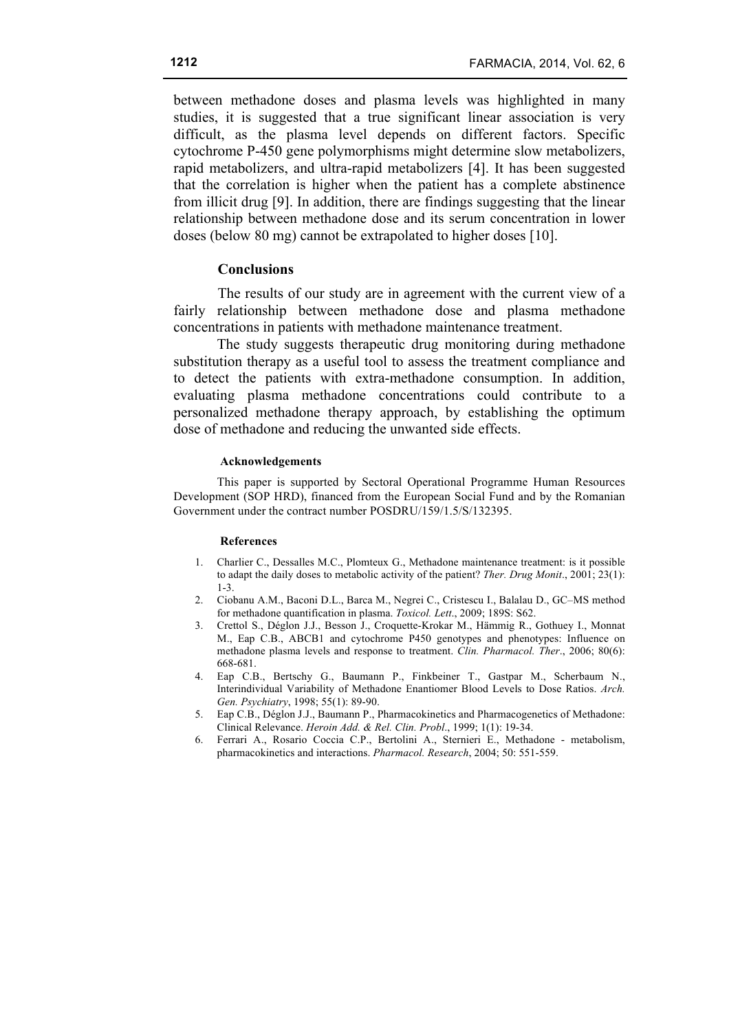between methadone doses and plasma levels was highlighted in many studies, it is suggested that a true significant linear association is very difficult, as the plasma level depends on different factors. Specific cytochrome P-450 gene polymorphisms might determine slow metabolizers, rapid metabolizers, and ultra-rapid metabolizers [4]. It has been suggested that the correlation is higher when the patient has a complete abstinence from illicit drug [9]. In addition, there are findings suggesting that the linear relationship between methadone dose and its serum concentration in lower doses (below 80 mg) cannot be extrapolated to higher doses [10].

## Conclusions

The results of our study are in agreement with the current view of a fairly relationship between methadone dose and plasma methadone concentrations in patients with methadone maintenance treatment.

The study suggests therapeutic drug monitoring during methadone substitution therapy as a useful tool to assess the treatment compliance and to detect the patients with extra-methadone consumption. In addition, evaluating plasma methadone concentrations could contribute to a personalized methadone therapy approach, by establishing the optimum dose of methadone and reducing the unwanted side effects.

#### Acknowledgements

This paper is supported by Sectoral Operational Programme Human Resources Development (SOP HRD), financed from the European Social Fund and by the Romanian Government under the contract number POSDRU/159/1.5/S/132395.

#### References

1. Charlier C., Dessalles M.C., Plomteux G., Methadone maintenance treatment: is it possible to adapt the daily doses to metabolic activity of the patient? *Ther. Drug Monit*., 2001; 23(1): 1-3.
2. Ciobanu A.M., Baconi D.L., Barca M., Negrei C., Cristescu I., Balalau D., GC–MS method for methadone quantification in plasma. *Toxicol. Lett*., 2009; 189S: S62.
3. Crettol S., Déglon J.J., Besson J., Croquette-Krokar M., Hämmig R., Gothuey I., Monnat M., Eap C.B., ABCB1 and cytochrome P450 genotypes and phenotypes: Influence on methadone plasma levels and response to treatment. *Clin. Pharmacol. Ther*., 2006; 80(6): 668-681.
4. Eap C.B., Bertschy G., Baumann P., Finkbeiner T., Gastpar M., Scherbaum N., Interindividual Variability of Methadone Enantiomer Blood Levels to Dose Ratios. *Arch. Gen. Psychiatry*, 1998; 55(1): 89-90.
5. Eap C.B., Déglon J.J., Baumann P., Pharmacokinetics and Pharmacogenetics of Methadone: Clinical Relevance. *Heroin Add. & Rel. Clin. Probl*., 1999; 1(1): 19-34.
6. Ferrari A., Rosario Coccia C.P., Bertolini A., Sternieri E., Methadone - metabolism, pharmacokinetics and interactions. *Pharmacol. Research*, 2004; 50: 551-559.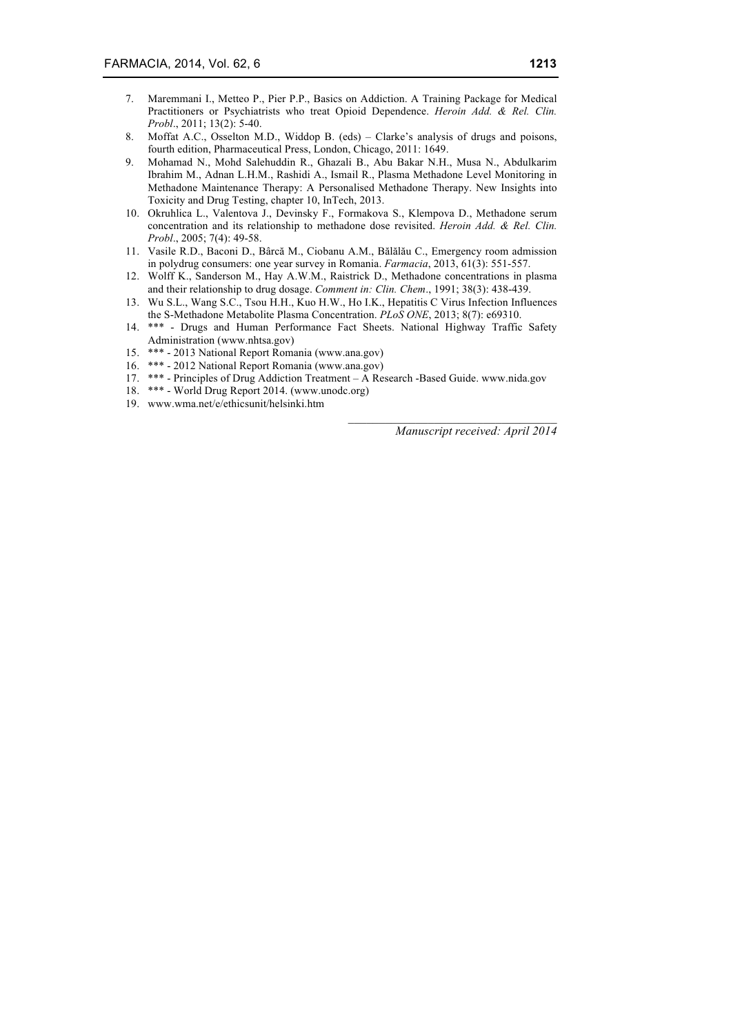7. Maremmani I., Metteo P., Pier P.P., Basics on Addiction. A Training Package for Medical Practitioners or Psychiatrists who treat Opioid Dependence. *Heroin Add. & Rel. Clin. Probl*., 2011; 13(2): 5-40.
8. Moffat A.C., Osselton M.D., Widdop B. (eds) – Clarke's analysis of drugs and poisons, fourth edition, Pharmaceutical Press, London, Chicago, 2011: 1649.
9. Mohamad N., Mohd Salehuddin R., Ghazali B., Abu Bakar N.H., Musa N., Abdulkarim Ibrahim M., Adnan L.H.M., Rashidi A., Ismail R., Plasma Methadone Level Monitoring in Methadone Maintenance Therapy: A Personalised Methadone Therapy. New Insights into Toxicity and Drug Testing, chapter 10, InTech, 2013.
10. Okruhlica L., Valentova J., Devinsky F., Formakova S., Klempova D., Methadone serum concentration and its relationship to methadone dose revisited. *Heroin Add. & Rel. Clin. Probl*., 2005; 7(4): 49-58.
11. Vasile R.D., Baconi D., Bârcă M., Ciobanu A.M., Bălălău C., Emergency room admission in polydrug consumers: one year survey in Romania. *Farmacia*, 2013, 61(3): 551-557.
12. Wolff K., Sanderson M., Hay A.W.M., Raistrick D., Methadone concentrations in plasma and their relationship to drug dosage. *Comment in: Clin. Chem*., 1991; 38(3): 438-439.
13. Wu S.L., Wang S.C., Tsou H.H., Kuo H.W., Ho I.K., Hepatitis C Virus Infection Influences the S-Methadone Metabolite Plasma Concentration. *PLoS ONE*, 2013; 8(7): e69310.
14. *** - Drugs and Human Performance Fact Sheets. National Highway Traffic Safety Administration (www.nhtsa.gov)
15. *** - 2013 National Report Romania (www.ana.gov)
16. *** - 2012 National Report Romania (www.ana.gov)
17. *** - Principles of Drug Addiction Treatment – A Research -Based Guide. www.nida.gov
18. *** - World Drug Report 2014. (www.unodc.org)
19. www.wma.net/e/ethicsunit/helsinki.htm

*Manuscript received: April 2014*